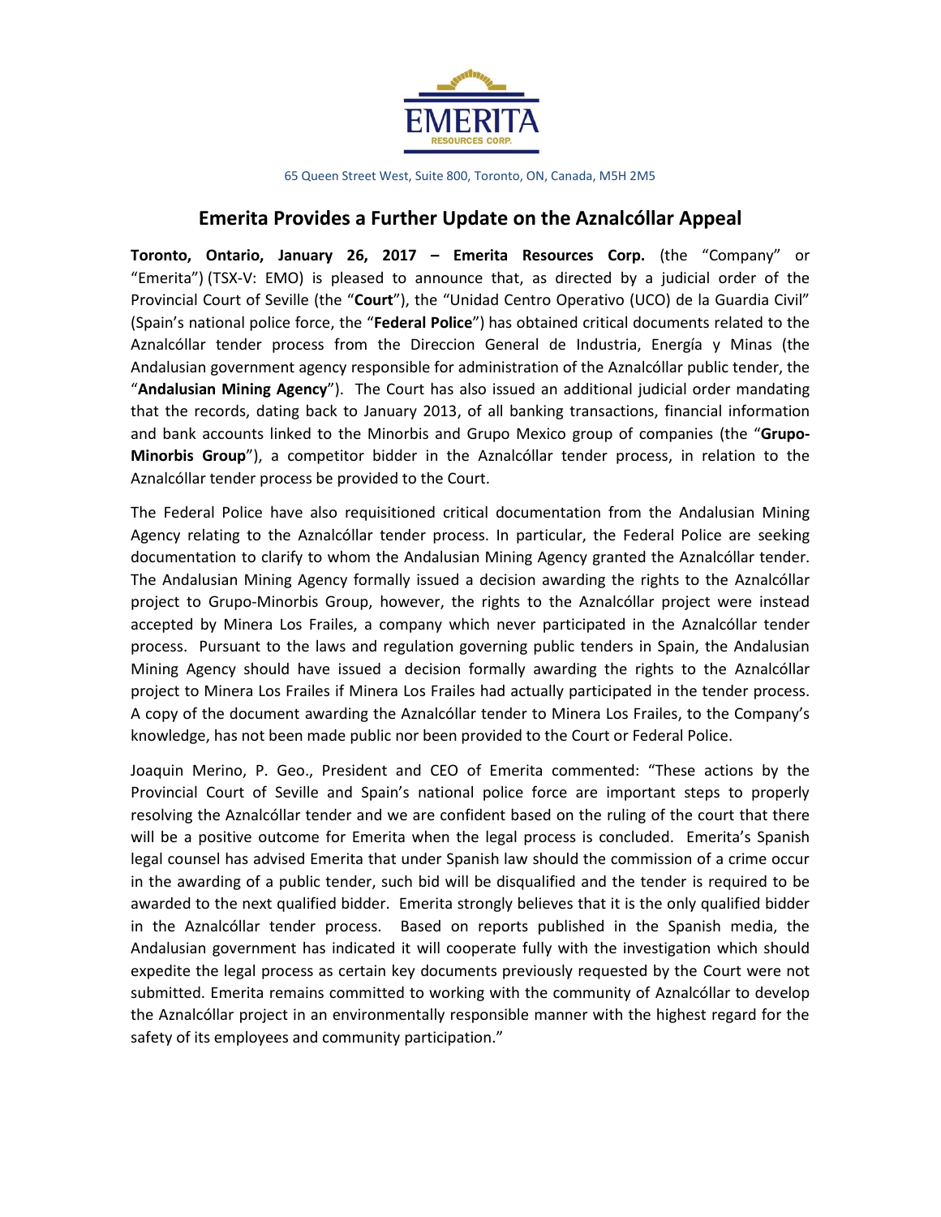EMERITA

RESOURCES CORP.

65 Queen Street West, Suite 800, Toronto, ON, Canada, M5H 2M5

# Emerita Provides a Further Update on the Aznalcóllar Appeal

**Toronto, Ontario, January 26, 2017 – Emerita Resources Corp.** (the "Company" or "Emerita") (TSX-V: EMO) is pleased to announce that, as directed by a judicial order of the Provincial Court of Seville (the "**Court**"), the "Unidad Centro Operativo (UCO) de la Guardia Civil" (Spain's national police force, the "**Federal Police**") has obtained critical documents related to the Aznalcóllar tender process from the Direccion General de Industria, Energía y Minas (the Andalusian government agency responsible for administration of the Aznalcóllar public tender, the "**Andalusian Mining Agency**"). The Court has also issued an additional judicial order mandating that the records, dating back to January 2013, of all banking transactions, financial information and bank accounts linked to the Minorbis and Grupo Mexico group of companies (the "**Grupo-Minorbis Group**"), a competitor bidder in the Aznalcóllar tender process, in relation to the Aznalcóllar tender process be provided to the Court.

The Federal Police have also requisitioned critical documentation from the Andalusian Mining Agency relating to the Aznalcóllar tender process. In particular, the Federal Police are seeking documentation to clarify to whom the Andalusian Mining Agency granted the Aznalcóllar tender. The Andalusian Mining Agency formally issued a decision awarding the rights to the Aznalcóllar project to Grupo-Minorbis Group, however, the rights to the Aznalcóllar project were instead accepted by Minera Los Frailes, a company which never participated in the Aznalcóllar tender process. Pursuant to the laws and regulation governing public tenders in Spain, the Andalusian Mining Agency should have issued a decision formally awarding the rights to the Aznalcóllar project to Minera Los Frailes if Minera Los Frailes had actually participated in the tender process. A copy of the document awarding the Aznalcóllar tender to Minera Los Frailes, to the Company's knowledge, has not been made public nor been provided to the Court or Federal Police.

Joaquin Merino, P. Geo., President and CEO of Emerita commented: "These actions by the Provincial Court of Seville and Spain's national police force are important steps to properly resolving the Aznalcóllar tender and we are confident based on the ruling of the court that there will be a positive outcome for Emerita when the legal process is concluded. Emerita's Spanish legal counsel has advised Emerita that under Spanish law should the commission of a crime occur in the awarding of a public tender, such bid will be disqualified and the tender is required to be awarded to the next qualified bidder. Emerita strongly believes that it is the only qualified bidder in the Aznalcóllar tender process. Based on reports published in the Spanish media, the Andalusian government has indicated it will cooperate fully with the investigation which should expedite the legal process as certain key documents previously requested by the Court were not submitted. Emerita remains committed to working with the community of Aznalcóllar to develop the Aznalcóllar project in an environmentally responsible manner with the highest regard for the safety of its employees and community participation."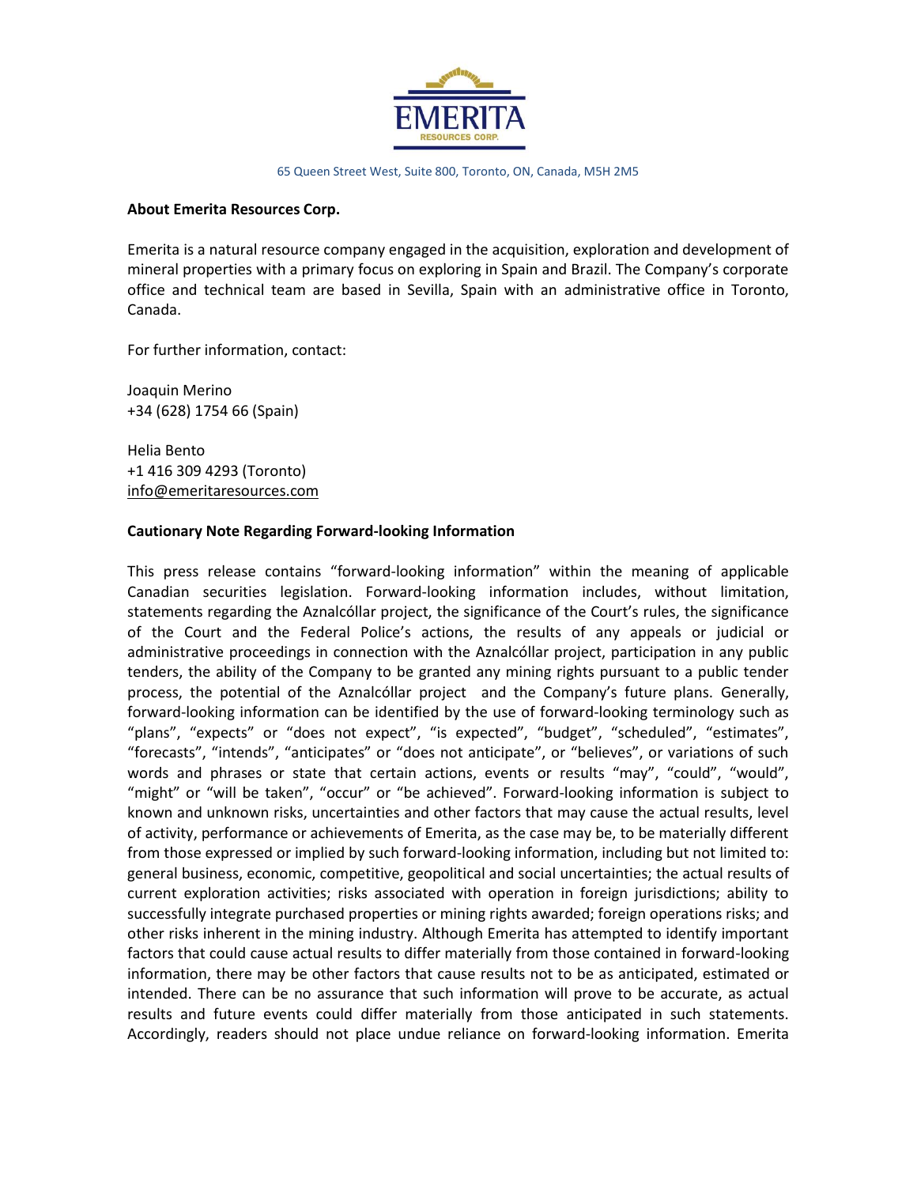65 Queen Street West, Suite 800, Toronto, ON, Canada, M5H 2M5

**About Emerita Resources Corp.**

Emerita is a natural resource company engaged in the acquisition, exploration and development of mineral properties with a primary focus on exploring in Spain and Brazil. The Company's corporate office and technical team are based in Sevilla, Spain with an administrative office in Toronto, Canada.

For further information, contact:

Joaquin Merino
+34 (628) 1754 66 (Spain)

Helia Bento
+1 416 309 4293 (Toronto)
info@emeritaresources.com

**Cautionary Note Regarding Forward-looking Information**

This press release contains "forward-looking information" within the meaning of applicable Canadian securities legislation. Forward-looking information includes, without limitation, statements regarding the Aznalcóllar project, the significance of the Court's rules, the significance of the Court and the Federal Police's actions, the results of any appeals or judicial or administrative proceedings in connection with the Aznalcóllar project, participation in any public tenders, the ability of the Company to be granted any mining rights pursuant to a public tender process, the potential of the Aznalcóllar project and the Company's future plans. Generally, forward-looking information can be identified by the use of forward-looking terminology such as "plans", "expects" or "does not expect", "is expected", "budget", "scheduled", "estimates", "forecasts", "intends", "anticipates" or "does not anticipate", or "believes", or variations of such words and phrases or state that certain actions, events or results "may", "could", "would", "might" or "will be taken", "occur" or "be achieved". Forward-looking information is subject to known and unknown risks, uncertainties and other factors that may cause the actual results, level of activity, performance or achievements of Emerita, as the case may be, to be materially different from those expressed or implied by such forward-looking information, including but not limited to: general business, economic, competitive, geopolitical and social uncertainties; the actual results of current exploration activities; risks associated with operation in foreign jurisdictions; ability to successfully integrate purchased properties or mining rights awarded; foreign operations risks; and other risks inherent in the mining industry. Although Emerita has attempted to identify important factors that could cause actual results to differ materially from those contained in forward-looking information, there may be other factors that cause results not to be as anticipated, estimated or intended. There can be no assurance that such information will prove to be accurate, as actual results and future events could differ materially from those anticipated in such statements. Accordingly, readers should not place undue reliance on forward-looking information. Emerita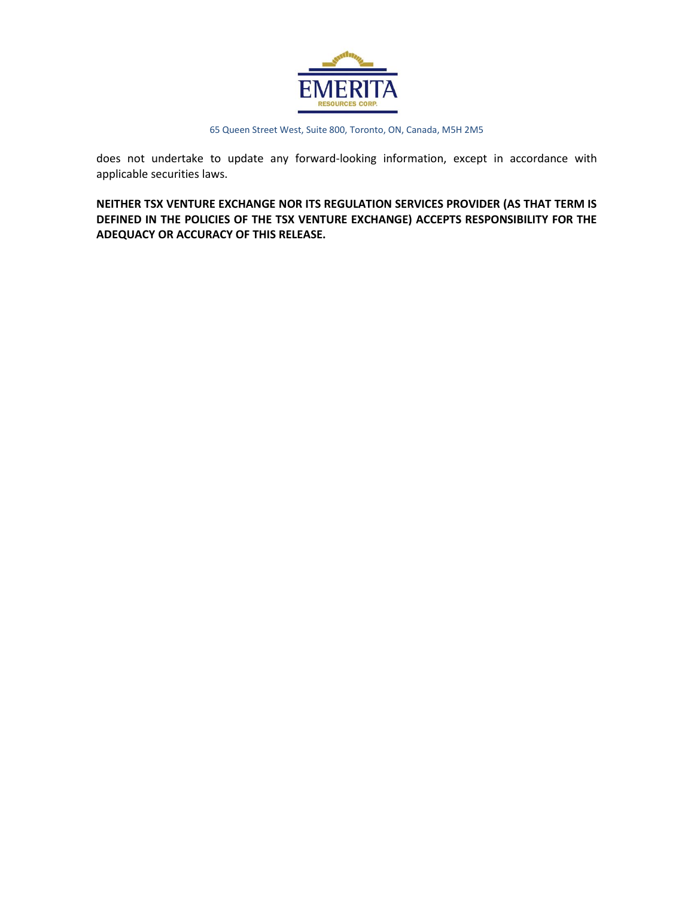does not undertake to update any forward-looking information, except in accordance with applicable securities laws.

**NEITHER TSX VENTURE EXCHANGE NOR ITS REGULATION SERVICES PROVIDER (AS THAT TERM IS DEFINED IN THE POLICIES OF THE TSX VENTURE EXCHANGE) ACCEPTS RESPONSIBILITY FOR THE ADEQUACY OR ACCURACY OF THIS RELEASE.**